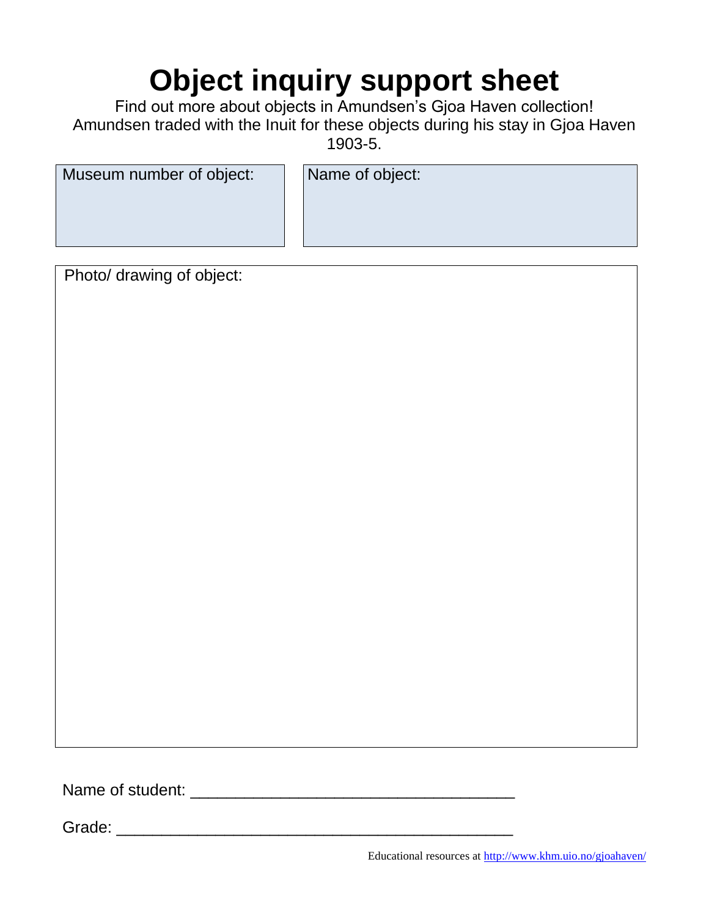# Object inquiry support sheet

Find out more about objects in Amundsen's Gjoa Haven collection! Amundsen traded with the Inuit for these objects during his stay in Gjoa Haven 1903-5.

| Museum number of object: | Name of object: |
| --- | --- |
| | |

Photo/ drawing of object:

Name of student: ___________________________________

Grade: ___________________________________________

Educational resources at http://www.khm.uio.no/gjoahaven/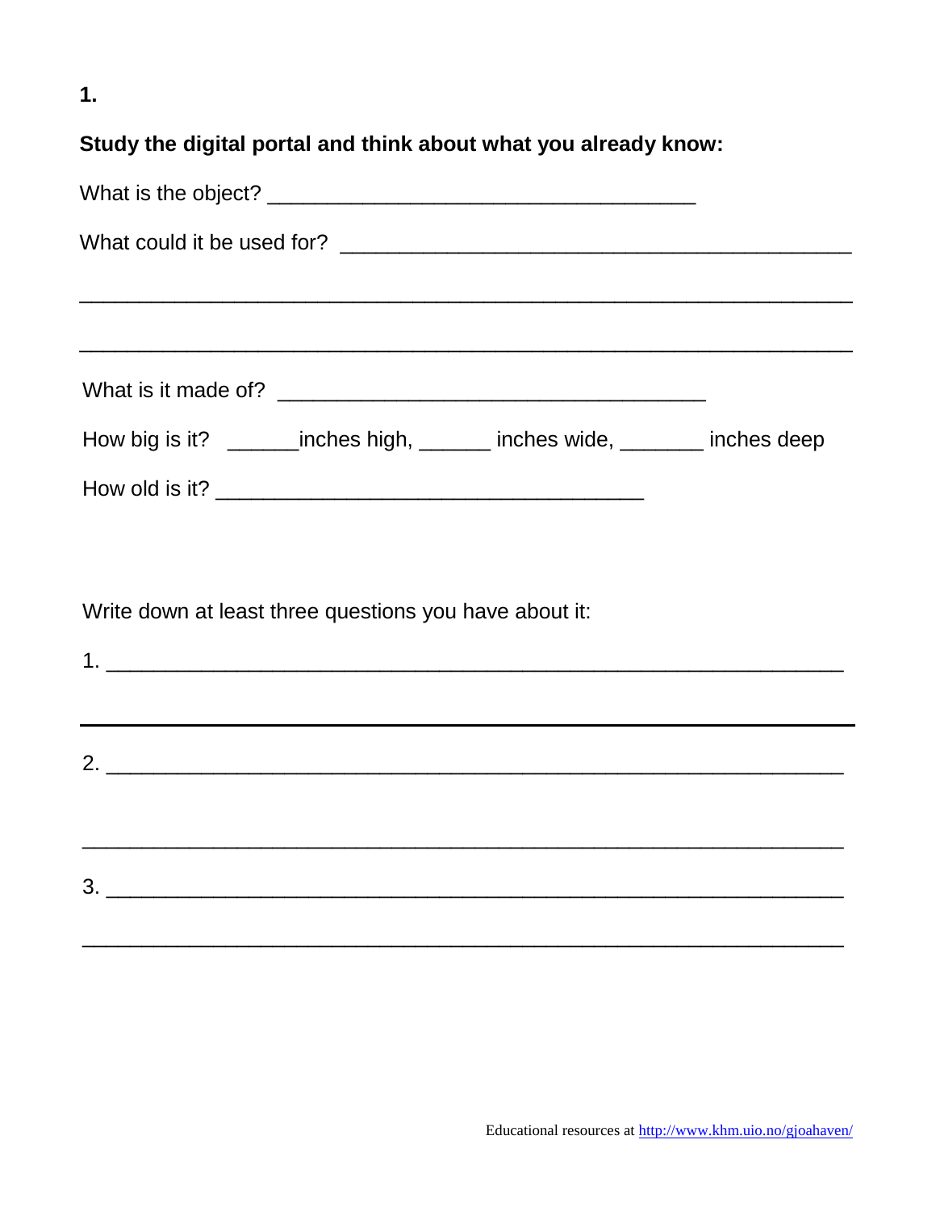**1.**

**Study the digital portal and think about what you already know:**

What is the object? ___________________________________

What could it be used for? __________________________________________

_______________________________________________________________

_______________________________________________________________

What is it made of? ___________________________________

How big is it? ______inches high, ______ inches wide, _______ inches deep

How old is it? ___________________________________

Write down at least three questions you have about it:

1. ____________________________________________________________

_______________________________________________________________

2. ____________________________________________________________

_______________________________________________________________

3. ____________________________________________________________

_______________________________________________________________

Educational resources at http://www.khm.uio.no/gjoahaven/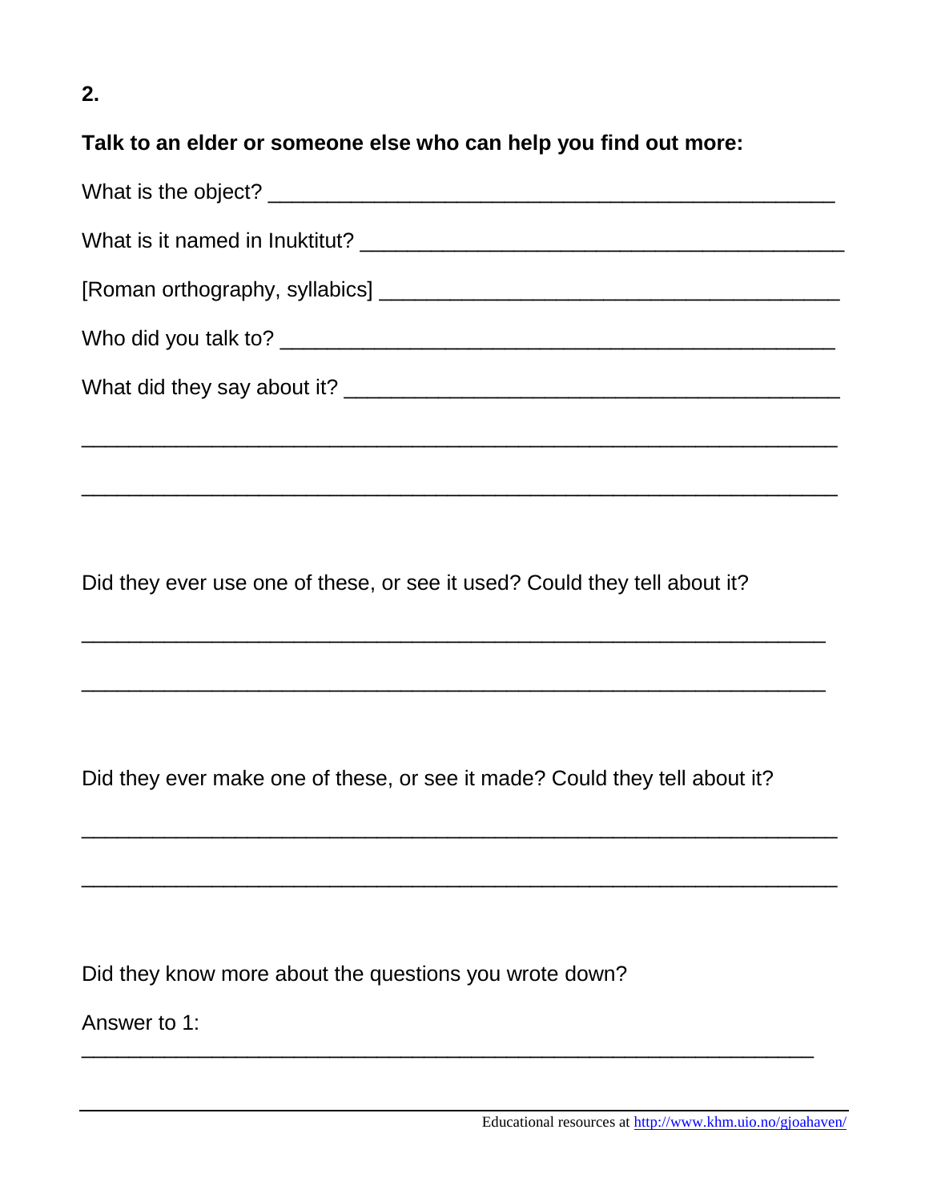**2.**

**Talk to an elder or someone else who can help you find out more:**

What is the object? ____________________________________________

What is it named in Inuktitut? _____________________________________

[Roman orthography, syllabics] ___________________________________

Who did you talk to? ____________________________________________

What did they say about it? _______________________________________

__________________________________________________________

__________________________________________________________

Did they ever use one of these, or see it used? Could they tell about it?

__________________________________________________________

__________________________________________________________

Did they ever make one of these, or see it made? Could they tell about it?

__________________________________________________________

__________________________________________________________

Did they know more about the questions you wrote down?

Answer to 1:

__________________________________________________________

Educational resources at http://www.khm.uio.no/gjoahaven/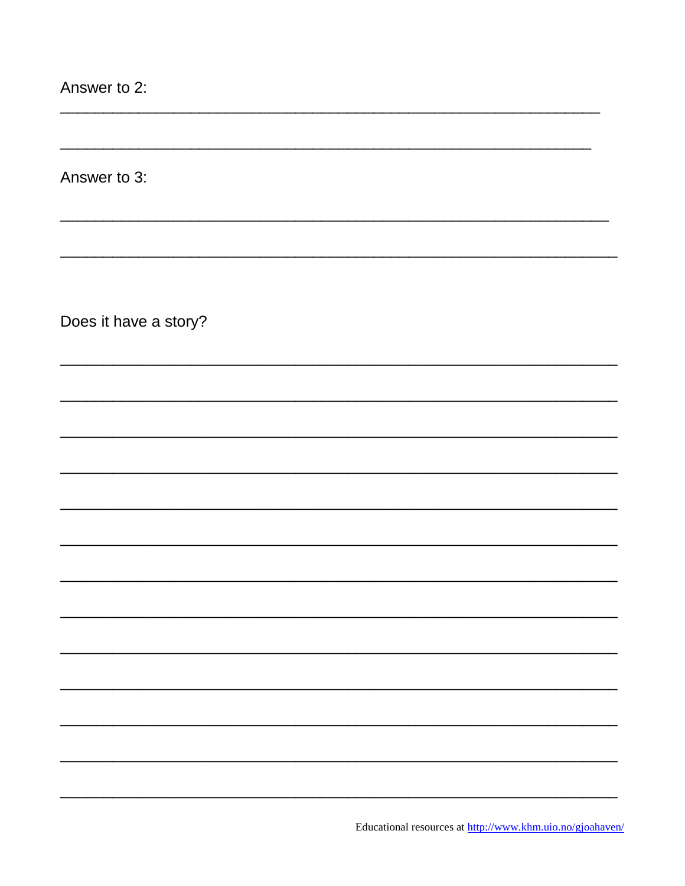Answer to 2:

_______________________________________________________________

_______________________________________________________________

Answer to 3:

_______________________________________________________________

_______________________________________________________________

Does it have a story?

_______________________________________________________________

_______________________________________________________________

_______________________________________________________________

_______________________________________________________________

_______________________________________________________________

_______________________________________________________________

_______________________________________________________________

_______________________________________________________________

_______________________________________________________________

_______________________________________________________________

_______________________________________________________________

_______________________________________________________________

_______________________________________________________________

Educational resources at http://www.khm.uio.no/gjoahaven/